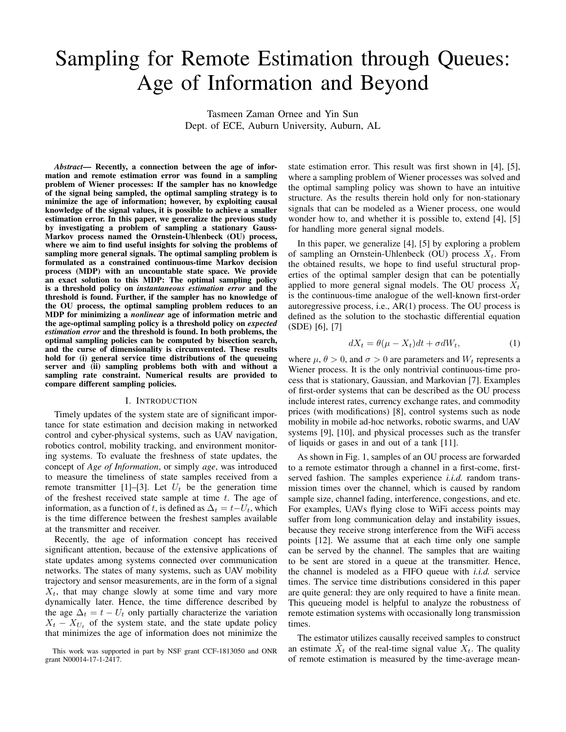# Sampling for Remote Estimation through Queues: Age of Information and Beyond

Tasmeen Zaman Ornee and Yin Sun
Dept. of ECE, Auburn University, Auburn, AL

***Abstract*— Recently, a connection between the age of information and remote estimation error was found in a sampling problem of Wiener processes: If the sampler has no knowledge of the signal being sampled, the optimal sampling strategy is to minimize the age of information; however, by exploiting causal knowledge of the signal values, it is possible to achieve a smaller estimation error. In this paper, we generalize the previous study by investigating a problem of sampling a stationary Gauss-Markov process named the Ornstein-Uhlenbeck (OU) process, where we aim to find useful insights for solving the problems of sampling more general signals. The optimal sampling problem is formulated as a constrained continuous-time Markov decision process (MDP) with an uncountable state space. We provide an exact solution to this MDP: The optimal sampling policy is a threshold policy on *instantaneous estimation error* and the threshold is found. Further, if the sampler has no knowledge of the OU process, the optimal sampling problem reduces to an MDP for minimizing a *nonlinear* age of information metric and the age-optimal sampling policy is a threshold policy on *expected estimation error* and the threshold is found. In both problems, the optimal sampling policies can be computed by bisection search, and the curse of dimensionality is circumvented. These results hold for (i) general service time distributions of the queueing server and (ii) sampling problems both with and without a sampling rate constraint. Numerical results are provided to compare different sampling policies.**

## I. Introduction

Timely updates of the system state are of significant importance for state estimation and decision making in networked control and cyber-physical systems, such as UAV navigation, robotics control, mobility tracking, and environment monitoring systems. To evaluate the freshness of state updates, the concept of *Age of Information*, or simply *age*, was introduced to measure the timeliness of state samples received from a remote transmitter [1]–[3]. Let $U_t$ be the generation time of the freshest received state sample at time $t$. The age of information, as a function of $t$, is defined as $\Delta_t = t - U_t$, which is the time difference between the freshest samples available at the transmitter and receiver.

Recently, the age of information concept has received significant attention, because of the extensive applications of state updates among systems connected over communication networks. The states of many systems, such as UAV mobility trajectory and sensor measurements, are in the form of a signal $X_t$, that may change slowly at some time and vary more dynamically later. Hence, the time difference described by the age $\Delta_t = t - U_t$ only partially characterize the variation $X_t - X_{U_t}$ of the system state, and the state update policy that minimizes the age of information does not minimize the state estimation error. This result was first shown in [4], [5], where a sampling problem of Wiener processes was solved and the optimal sampling policy was shown to have an intuitive structure. As the results therein hold only for non-stationary signals that can be modeled as a Wiener process, one would wonder how to, and whether it is possible to, extend [4], [5] for handling more general signal models.

In this paper, we generalize [4], [5] by exploring a problem of sampling an Ornstein-Uhlenbeck (OU) process $X_t$. From the obtained results, we hope to find useful structural properties of the optimal sampler design that can be potentially applied to more general signal models. The OU process $X_t$ is the continuous-time analogue of the well-known first-order autoregressive process, i.e., AR(1) process. The OU process is defined as the solution to the stochastic differential equation (SDE) [6], [7]

$$dX_t = \theta(\mu - X_t)dt + \sigma dW_t, \tag{1}$$

where $\mu$, $\theta > 0$, and $\sigma > 0$ are parameters and $W_t$ represents a Wiener process. It is the only nontrivial continuous-time process that is stationary, Gaussian, and Markovian [7]. Examples of first-order systems that can be described as the OU process include interest rates, currency exchange rates, and commodity prices (with modifications) [8], control systems such as node mobility in mobile ad-hoc networks, robotic swarms, and UAV systems [9], [10], and physical processes such as the transfer of liquids or gases in and out of a tank [11].

As shown in Fig. 1, samples of an OU process are forwarded to a remote estimator through a channel in a first-come, first-served fashion. The samples experience *i.i.d.* random transmission times over the channel, which is caused by random sample size, channel fading, interference, congestions, and etc. For examples, UAVs flying close to WiFi access points may suffer from long communication delay and instability issues, because they receive strong interference from the WiFi access points [12]. We assume that at each time only one sample can be served by the channel. The samples that are waiting to be sent are stored in a queue at the transmitter. Hence, the channel is modeled as a FIFO queue with *i.i.d.* service times. The service time distributions considered in this paper are quite general: they are only required to have a finite mean. This queueing model is helpful to analyze the robustness of remote estimation systems with occasionally long transmission times.

The estimator utilizes causally received samples to construct an estimate $\hat{X}_t$ of the real-time signal value $X_t$. The quality of remote estimation is measured by the time-average mean-

This work was supported in part by NSF grant CCF-1813050 and ONR grant N00014-17-1-2417.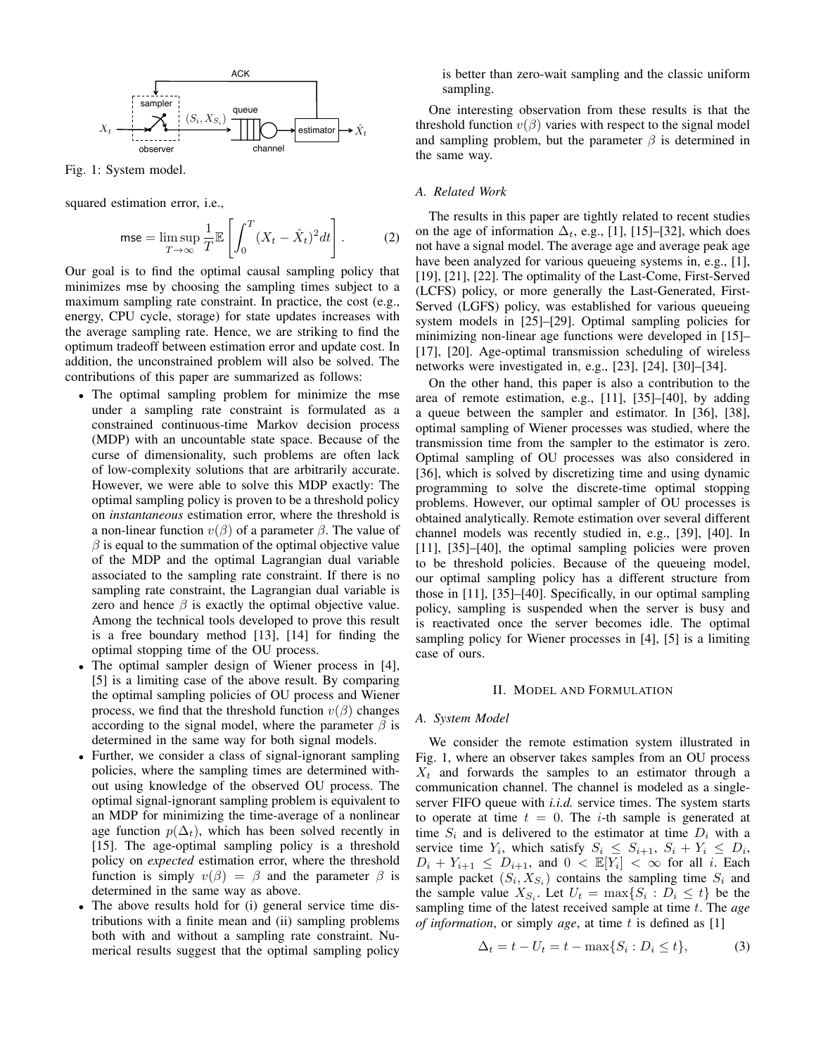Fig. 1: System model.

squared estimation error, i.e.,

$$\mathsf{mse} = \limsup_{T\to\infty} \frac{1}{T}\mathbb{E}\left[\int_0^T (X_t - \hat{X}_t)^2 dt\right]. \tag{2}$$

Our goal is to find the optimal causal sampling policy that minimizes mse by choosing the sampling times subject to a maximum sampling rate constraint. In practice, the cost (e.g., energy, CPU cycle, storage) for state updates increases with the average sampling rate. Hence, we are striking to find the optimum tradeoff between estimation error and update cost. In addition, the unconstrained problem will also be solved. The contributions of this paper are summarized as follows:

- The optimal sampling problem for minimize the mse under a sampling rate constraint is formulated as a constrained continuous-time Markov decision process (MDP) with an uncountable state space. Because of the curse of dimensionality, such problems are often lack of low-complexity solutions that are arbitrarily accurate. However, we were able to solve this MDP exactly: The optimal sampling policy is proven to be a threshold policy on *instantaneous* estimation error, where the threshold is a non-linear function $v(\beta)$ of a parameter $\beta$. The value of $\beta$ is equal to the summation of the optimal objective value of the MDP and the optimal Lagrangian dual variable associated to the sampling rate constraint. If there is no sampling rate constraint, the Lagrangian dual variable is zero and hence $\beta$ is exactly the optimal objective value. Among the technical tools developed to prove this result is a free boundary method [13], [14] for finding the optimal stopping time of the OU process.
- The optimal sampler design of Wiener process in [4], [5] is a limiting case of the above result. By comparing the optimal sampling policies of OU process and Wiener process, we find that the threshold function $v(\beta)$ changes according to the signal model, where the parameter $\beta$ is determined in the same way for both signal models.
- Further, we consider a class of signal-ignorant sampling policies, where the sampling times are determined without using knowledge of the observed OU process. The optimal signal-ignorant sampling problem is equivalent to an MDP for minimizing the time-average of a nonlinear age function $p(\Delta_t)$, which has been solved recently in [15]. The age-optimal sampling policy is a threshold policy on *expected* estimation error, where the threshold function is simply $v(\beta) = \beta$ and the parameter $\beta$ is determined in the same way as above.
- The above results hold for (i) general service time distributions with a finite mean and (ii) sampling problems both with and without a sampling rate constraint. Numerical results suggest that the optimal sampling policy is better than zero-wait sampling and the classic uniform sampling.

One interesting observation from these results is that the threshold function $v(\beta)$ varies with respect to the signal model and sampling problem, but the parameter $\beta$ is determined in the same way.

### A. Related Work

The results in this paper are tightly related to recent studies on the age of information $\Delta_t$, e.g., [1], [15]–[32], which does not have a signal model. The average age and average peak age have been analyzed for various queueing systems in, e.g., [1], [19], [21], [22]. The optimality of the Last-Come, First-Served (LCFS) policy, or more generally the Last-Generated, First-Served (LGFS) policy, was established for various queueing system models in [25]–[29]. Optimal sampling policies for minimizing non-linear age functions were developed in [15]–[17], [20]. Age-optimal transmission scheduling of wireless networks were investigated in, e.g., [23], [24], [30]–[34].

On the other hand, this paper is also a contribution to the area of remote estimation, e.g., [11], [35]–[40], by adding a queue between the sampler and estimator. In [36], [38], optimal sampling of Wiener processes was studied, where the transmission time from the sampler to the estimator is zero. Optimal sampling of OU processes was also considered in [36], which is solved by discretizing time and using dynamic programming to solve the discrete-time optimal stopping problems. However, our optimal sampler of OU processes is obtained analytically. Remote estimation over several different channel models was recently studied in, e.g., [39], [40]. In [11], [35]–[40], the optimal sampling policies were proven to be threshold policies. Because of the queueing model, our optimal sampling policy has a different structure from those in [11], [35]–[40]. Specifically, in our optimal sampling policy, sampling is suspended when the server is busy and is reactivated once the server becomes idle. The optimal sampling policy for Wiener processes in [4], [5] is a limiting case of ours.

## II. Model and Formulation

### A. System Model

We consider the remote estimation system illustrated in Fig. 1, where an observer takes samples from an OU process $X_t$ and forwards the samples to an estimator through a communication channel. The channel is modeled as a single-server FIFO queue with *i.i.d.* service times. The system starts to operate at time $t = 0$. The $i$-th sample is generated at time $S_i$ and is delivered to the estimator at time $D_i$ with a service time $Y_i$, which satisfy $S_i \le S_{i+1}$, $S_i + Y_i \le D_i$, $D_i + Y_{i+1} \le D_{i+1}$, and $0 < \mathbb{E}[Y_i] < \infty$ for all $i$. Each sample packet $(S_i, X_{S_i})$ contains the sampling time $S_i$ and the sample value $X_{S_i}$. Let $U_t = \max\{S_i : D_i \le t\}$ be the sampling time of the latest received sample at time $t$. The *age of information*, or simply *age*, at time $t$ is defined as [1]

$$\Delta_t = t - U_t = t - \max\{S_i : D_i \le t\}, \tag{3}$$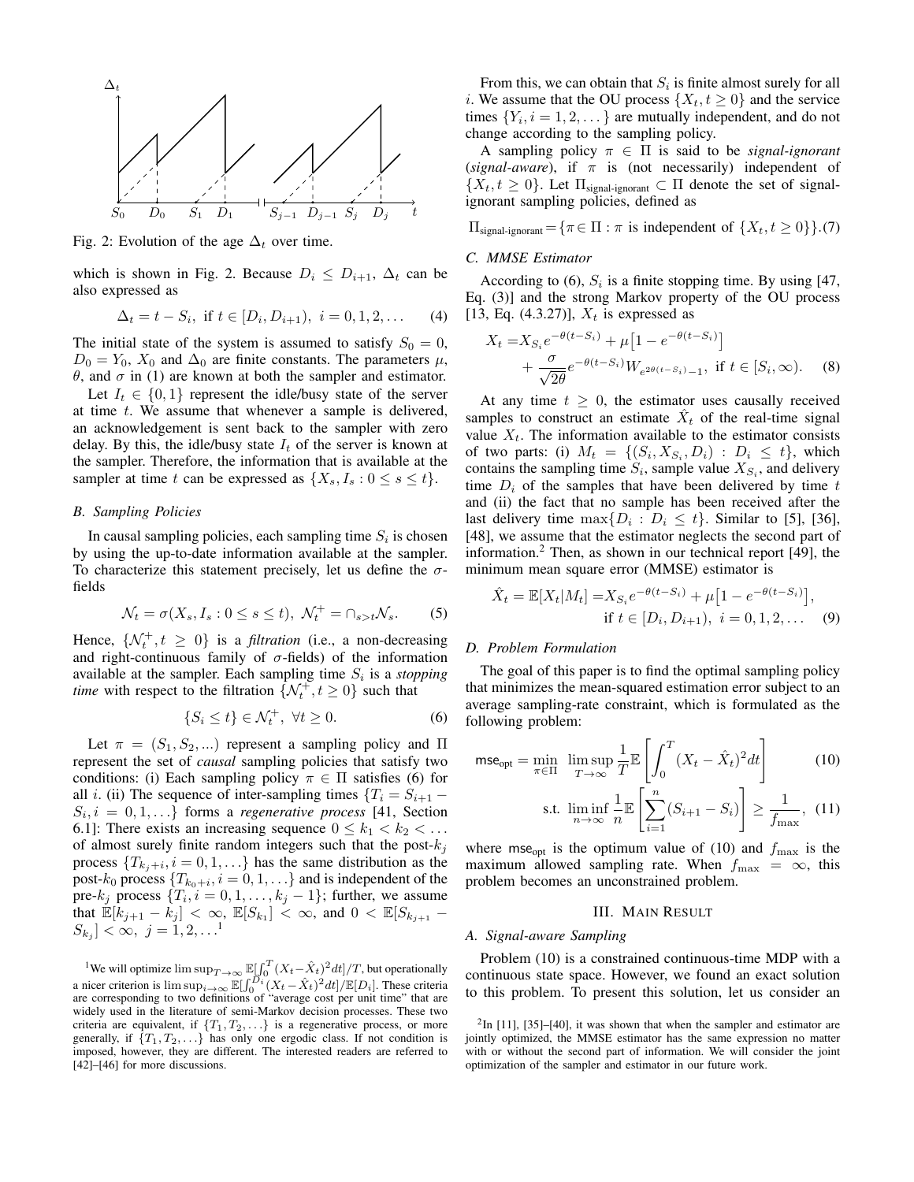Fig. 2: Evolution of the age $\Delta_t$ over time.

which is shown in Fig. 2. Because $D_i \le D_{i+1}$, $\Delta_t$ can be also expressed as

$$\Delta_t = t - S_i, \text{ if } t \in [D_i, D_{i+1}),\ i = 0, 1, 2, \ldots \quad (4)$$

The initial state of the system is assumed to satisfy $S_0 = 0$, $D_0 = Y_0$, $X_0$ and $\Delta_0$ are finite constants. The parameters $\mu$, $\theta$, and $\sigma$ in (1) are known at both the sampler and estimator.

Let $I_t \in \{0, 1\}$ represent the idle/busy state of the server at time $t$. We assume that whenever a sample is delivered, an acknowledgement is sent back to the sampler with zero delay. By this, the idle/busy state $I_t$ of the server is known at the sampler. Therefore, the information that is available at the sampler at time $t$ can be expressed as $\{X_s, I_s : 0 \le s \le t\}$.

### B. Sampling Policies

In causal sampling policies, each sampling time $S_i$ is chosen by using the up-to-date information available at the sampler. To characterize this statement precisely, let us define the $\sigma$-fields

$$\mathcal{N}_t = \sigma(X_s, I_s : 0 \le s \le t),\ \mathcal{N}_t^+ = \cap_{s>t}\mathcal{N}_s. \quad (5)$$

Hence, $\{\mathcal{N}_t^+, t \ge 0\}$ is a *filtration* (i.e., a non-decreasing and right-continuous family of $\sigma$-fields) of the information available at the sampler. Each sampling time $S_i$ is a *stopping time* with respect to the filtration $\{\mathcal{N}_t^+, t \ge 0\}$ such that

$$\{S_i \le t\} \in \mathcal{N}_t^+,\ \forall t \ge 0. \quad (6)$$

Let $\pi = (S_1, S_2, ...)$ represent a sampling policy and $\Pi$ represent the set of *causal* sampling policies that satisfy two conditions: (i) Each sampling policy $\pi \in \Pi$ satisfies (6) for all $i$. (ii) The sequence of inter-sampling times $\{T_i = S_{i+1} - S_i, i = 0, 1, \ldots\}$ forms a *regenerative process* [41, Section 6.1]: There exists an increasing sequence $0 \le k_1 < k_2 < \ldots$ of almost surely finite random integers such that the post-$k_j$ process $\{T_{k_j+i}, i = 0, 1, \ldots\}$ has the same distribution as the post-$k_0$ process $\{T_{k_0+i}, i = 0, 1, \ldots\}$ and is independent of the pre-$k_j$ process $\{T_i, i = 0, 1, \ldots, k_j - 1\}$; further, we assume that $\mathbb{E}[k_{j+1} - k_j] < \infty$, $\mathbb{E}[S_{k_1}] < \infty$, and $0 < \mathbb{E}[S_{k_{j+1}} - S_{k_j}] < \infty,\ j = 1, 2, \ldots$[1]

From this, we can obtain that $S_i$ is finite almost surely for all $i$. We assume that the OU process $\{X_t, t \ge 0\}$ and the service times $\{Y_i, i = 1, 2, \ldots\}$ are mutually independent, and do not change according to the sampling policy.

A sampling policy $\pi \in \Pi$ is said to be *signal-ignorant* (*signal-aware*), if $\pi$ is (not necessarily) independent of $\{X_t, t \ge 0\}$. Let $\Pi_{\text{signal-ignorant}} \subset \Pi$ denote the set of signal-ignorant sampling policies, defined as

$$\Pi_{\text{signal-ignorant}} = \{\pi \in \Pi : \pi \text{ is independent of } \{X_t, t \ge 0\}\}. \quad (7)$$

### C. MMSE Estimator

According to (6), $S_i$ is a finite stopping time. By using [47, Eq. (3)] and the strong Markov property of the OU process [13, Eq. (4.3.27)], $X_t$ is expressed as

$$\begin{aligned} X_t =& X_{S_i} e^{-\theta(t-S_i)} + \mu\big[1 - e^{-\theta(t-S_i)}\big] \\ &+ \frac{\sigma}{\sqrt{2\theta}} e^{-\theta(t-S_i)} W_{e^{2\theta(t-S_i)}-1}, \text{ if } t \in [S_i, \infty). \end{aligned} \quad (8)$$

At any time $t \ge 0$, the estimator uses causally received samples to construct an estimate $\hat{X}_t$ of the real-time signal value $X_t$. The information available to the estimator consists of two parts: (i) $M_t = \{(S_i, X_{S_i}, D_i) : D_i \le t\}$, which contains the sampling time $S_i$, sample value $X_{S_i}$, and delivery time $D_i$ of the samples that have been delivered by time $t$ and (ii) the fact that no sample has been received after the last delivery time $\max\{D_i : D_i \le t\}$. Similar to [5], [36], [48], we assume that the estimator neglects the second part of information.[2] Then, as shown in our technical report [49], the minimum mean square error (MMSE) estimator is

$$\begin{aligned} \hat{X}_t = \mathbb{E}[X_t|M_t] =& X_{S_i} e^{-\theta(t-S_i)} + \mu\big[1 - e^{-\theta(t-S_i)}\big], \\ & \text{if } t \in [D_i, D_{i+1}),\ i = 0, 1, 2, \ldots \end{aligned} \quad (9)$$

### D. Problem Formulation

The goal of this paper is to find the optimal sampling policy that minimizes the mean-squared estimation error subject to an average sampling-rate constraint, which is formulated as the following problem:

$$\mathsf{mse}_{\text{opt}} = \min_{\pi \in \Pi}\ \limsup_{T \to \infty} \frac{1}{T} \mathbb{E}\left[\int_0^T (X_t - \hat{X}_t)^2 dt\right] \quad (10)$$

$$\text{s.t.}\ \liminf_{n \to \infty} \frac{1}{n} \mathbb{E}\left[\sum_{i=1}^n (S_{i+1} - S_i)\right] \ge \frac{1}{f_{\max}}, \quad (11)$$

where $\mathsf{mse}_{\text{opt}}$ is the optimum value of (10) and $f_{\max}$ is the maximum allowed sampling rate. When $f_{\max} = \infty$, this problem becomes an unconstrained problem.

## III. Main Result

### A. Signal-aware Sampling

Problem (10) is a constrained continuous-time MDP with a continuous state space. However, we found an exact solution to this problem. To present this solution, let us consider an

[1] We will optimize $\limsup_{T\to\infty} \mathbb{E}[\int_0^T (X_t - \hat{X}_t)^2 dt]/T$, but operationally a nicer criterion is $\limsup_{i\to\infty} \mathbb{E}[\int_0^{D_i} (X_t - \hat{X}_t)^2 dt]/\mathbb{E}[D_i]$. These criteria are corresponding to two definitions of "average cost per unit time" that are widely used in the literature of semi-Markov decision processes. These two criteria are equivalent, if $\{T_1, T_2, \ldots\}$ is a regenerative process, or more generally, if $\{T_1, T_2, \ldots\}$ has only one ergodic class. If not condition is imposed, however, they are different. The interested readers are referred to [42]–[46] for more discussions.

[2] In [11], [35]–[40], it was shown that when the sampler and estimator are jointly optimized, the MMSE estimator has the same expression no matter with or without the second part of information. We will consider the joint optimization of the sampler and estimator in our future work.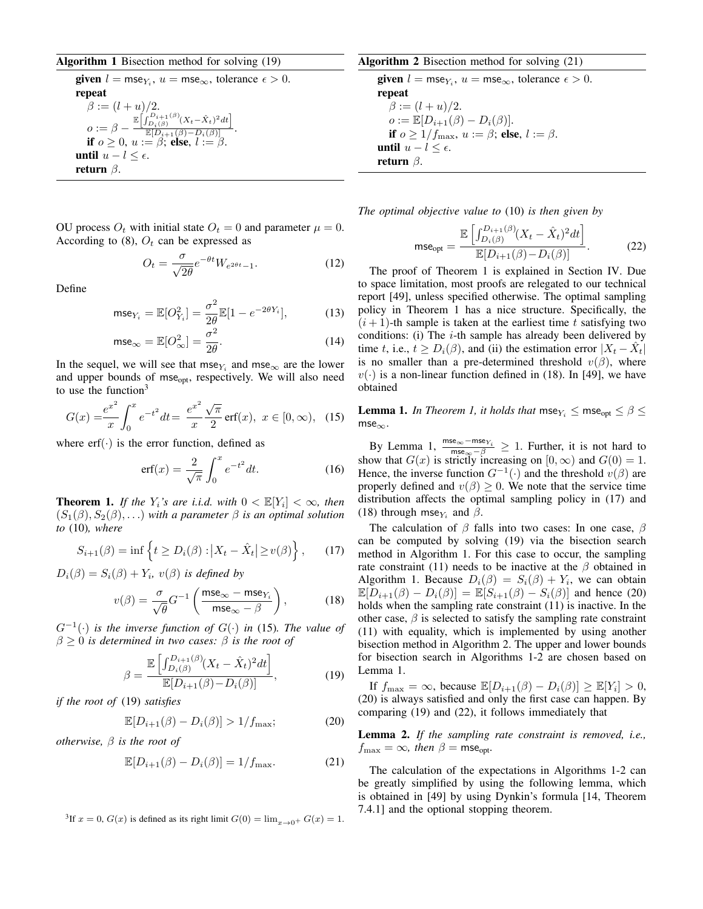**Algorithm 1** Bisection method for solving (19)

> **given** $l = \mathsf{mse}_{Y_i}$, $u = \mathsf{mse}_\infty$, tolerance $\epsilon > 0$.
> **repeat**
> $\quad\beta := (l+u)/2$.
> $\quad o := \beta - \frac{\mathbb{E}\left[\int_{D_i(\beta)}^{D_{i+1}(\beta)}(X_t - \hat{X}_t)^2 dt\right]}{\mathbb{E}[D_{i+1}(\beta) - D_i(\beta)]}$.
> $\quad$**if** $o \geq 0$, $u := \beta$; **else**, $l := \beta$.
> **until** $u - l \leq \epsilon$.
> **return** $\beta$.

**Algorithm 2** Bisection method for solving (21)

> **given** $l = \mathsf{mse}_{Y_i}$, $u = \mathsf{mse}_\infty$, tolerance $\epsilon > 0$.
> **repeat**
> $\quad\beta := (l+u)/2$.
> $\quad o := \mathbb{E}[D_{i+1}(\beta) - D_i(\beta)]$.
> $\quad$**if** $o \geq 1/f_{\max}$, $u := \beta$; **else**, $l := \beta$.
> **until** $u - l \leq \epsilon$.
> **return** $\beta$.

OU process $O_t$ with initial state $O_t = 0$ and parameter $\mu = 0$. According to (8), $O_t$ can be expressed as

$$O_t = \frac{\sigma}{\sqrt{2\theta}} e^{-\theta t} W_{e^{2\theta t}-1}. \tag{12}$$

Define

$$\mathsf{mse}_{Y_i} = \mathbb{E}[O_{Y_i}^2] = \frac{\sigma^2}{2\theta}\mathbb{E}[1 - e^{-2\theta Y_i}], \tag{13}$$

$$\mathsf{mse}_\infty = \mathbb{E}[O_\infty^2] = \frac{\sigma^2}{2\theta}. \tag{14}$$

In the sequel, we will see that $\mathsf{mse}_{Y_i}$ and $\mathsf{mse}_\infty$ are the lower and upper bounds of $\mathsf{mse}_{\text{opt}}$, respectively. We will also need to use the function[3]

$$G(x) = \frac{e^{x^2}}{x}\int_0^x e^{-t^2} dt = \frac{e^{x^2}}{x}\frac{\sqrt{\pi}}{2}\,\text{erf}(x),\ x \in [0, \infty), \tag{15}$$

where $\text{erf}(\cdot)$ is the error function, defined as

$$\text{erf}(x) = \frac{2}{\sqrt{\pi}}\int_0^x e^{-t^2} dt. \tag{16}$$

**Theorem 1.** *If the $Y_i$'s are i.i.d. with $0 < \mathbb{E}[Y_i] < \infty$, then $(S_1(\beta), S_2(\beta), \ldots)$ with a parameter $\beta$ is an optimal solution to* (10)*, where*

$$S_{i+1}(\beta) = \inf\left\{ t \geq D_i(\beta) : \left|X_t - \hat{X}_t\right| \geq v(\beta) \right\}, \tag{17}$$

*$D_i(\beta) = S_i(\beta) + Y_i$, $v(\beta)$ is defined by*

$$v(\beta) = \frac{\sigma}{\sqrt{\theta}} G^{-1}\left( \frac{\mathsf{mse}_\infty - \mathsf{mse}_{Y_i}}{\mathsf{mse}_\infty - \beta} \right), \tag{18}$$

*$G^{-1}(\cdot)$ is the inverse function of $G(\cdot)$ in* (15)*. The value of $\beta \geq 0$ is determined in two cases: $\beta$ is the root of*

$$\beta = \frac{\mathbb{E}\left[\int_{D_i(\beta)}^{D_{i+1}(\beta)}(X_t - \hat{X}_t)^2 dt\right]}{\mathbb{E}[D_{i+1}(\beta) - D_i(\beta)]}, \tag{19}$$

*if the root of* (19) *satisfies*

$$\mathbb{E}[D_{i+1}(\beta) - D_i(\beta)] > 1/f_{\max}; \tag{20}$$

*otherwise, $\beta$ is the root of*

$$\mathbb{E}[D_{i+1}(\beta) - D_i(\beta)] = 1/f_{\max}. \tag{21}$$

*The optimal objective value to* (10) *is then given by*

$$\mathsf{mse}_{\text{opt}} = \frac{\mathbb{E}\left[\int_{D_i(\beta)}^{D_{i+1}(\beta)}(X_t - \hat{X}_t)^2 dt\right]}{\mathbb{E}[D_{i+1}(\beta) - D_i(\beta)]}. \tag{22}$$

The proof of Theorem 1 is explained in Section IV. Due to space limitation, most proofs are relegated to our technical report [49], unless specified otherwise. The optimal sampling policy in Theorem 1 has a nice structure. Specifically, the $(i+1)$-th sample is taken at the earliest time $t$ satisfying two conditions: (i) The $i$-th sample has already been delivered by time $t$, i.e., $t \geq D_i(\beta)$, and (ii) the estimation error $|X_t - \hat{X}_t|$ is no smaller than a pre-determined threshold $v(\beta)$, where $v(\cdot)$ is a non-linear function defined in (18). In [49], we have obtained

**Lemma 1.** *In Theorem 1, it holds that $\mathsf{mse}_{Y_i} \leq \mathsf{mse}_{\text{opt}} \leq \beta \leq \mathsf{mse}_\infty$.*

By Lemma 1, $\frac{\mathsf{mse}_\infty - \mathsf{mse}_{Y_i}}{\mathsf{mse}_\infty - \beta} \geq 1$. Further, it is not hard to show that $G(x)$ is strictly increasing on $[0, \infty)$ and $G(0) = 1$. Hence, the inverse function $G^{-1}(\cdot)$ and the threshold $v(\beta)$ are properly defined and $v(\beta) \geq 0$. We note that the service time distribution affects the optimal sampling policy in (17) and (18) through $\mathsf{mse}_{Y_i}$ and $\beta$.

The calculation of $\beta$ falls into two cases: In one case, $\beta$ can be computed by solving (19) via the bisection search method in Algorithm 1. For this case to occur, the sampling rate constraint (11) needs to be inactive at the $\beta$ obtained in Algorithm 1. Because $D_i(\beta) = S_i(\beta) + Y_i$, we can obtain $\mathbb{E}[D_{i+1}(\beta) - D_i(\beta)] = \mathbb{E}[S_{i+1}(\beta) - S_i(\beta)]$ and hence (20) holds when the sampling rate constraint (11) is inactive. In the other case, $\beta$ is selected to satisfy the sampling rate constraint (11) with equality, which is implemented by using another bisection method in Algorithm 2. The upper and lower bounds for bisection search in Algorithms 1-2 are chosen based on Lemma 1.

If $f_{\max} = \infty$, because $\mathbb{E}[D_{i+1}(\beta) - D_i(\beta)] \geq \mathbb{E}[Y_i] > 0$, (20) is always satisfied and only the first case can happen. By comparing (19) and (22), it follows immediately that

**Lemma 2.** *If the sampling rate constraint is removed, i.e., $f_{\max} = \infty$, then $\beta = \mathsf{mse}_{\text{opt}}$.*

The calculation of the expectations in Algorithms 1-2 can be greatly simplified by using the following lemma, which is obtained in [49] by using Dynkin's formula [14, Theorem 7.4.1] and the optional stopping theorem.

[3] If $x = 0$, $G(x)$ is defined as its right limit $G(0) = \lim_{x \to 0^+} G(x) = 1$.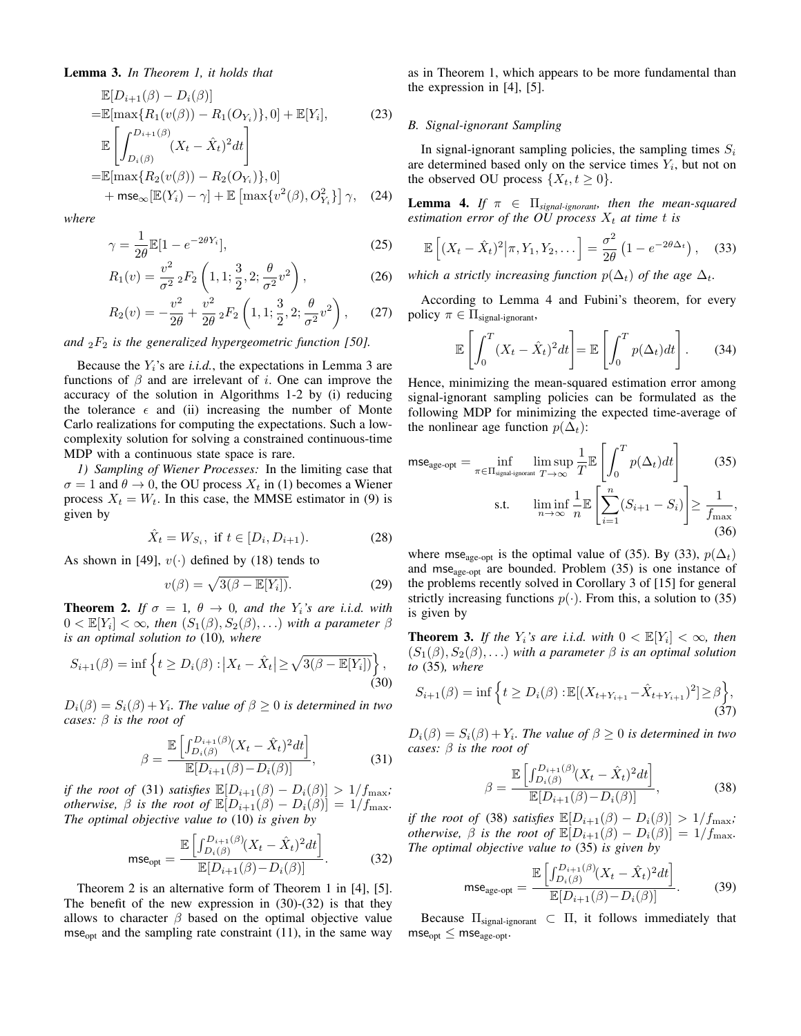**Lemma 3.** *In Theorem 1, it holds that*

$$\mathbb{E}[D_{i+1}(\beta) - D_i(\beta)] \\ = \mathbb{E}[\max\{R_1(v(\beta)) - R_1(O_{Y_i})\}, 0] + \mathbb{E}[Y_i], \quad (23)$$

$$\mathbb{E}\left[\int_{D_i(\beta)}^{D_{i+1}(\beta)} (X_t - \hat{X}_t)^2 dt\right] \\ = \mathbb{E}[\max\{R_2(v(\beta)) - R_2(O_{Y_i})\}, 0] \\ + \mathsf{mse}_\infty[\mathbb{E}(Y_i) - \gamma] + \mathbb{E}\left[\max\{v^2(\beta), O_{Y_i}^2\}\right]\gamma, \quad (24)$$

*where*

$$\gamma = \frac{1}{2\theta}\mathbb{E}[1 - e^{-2\theta Y_i}], \quad (25)$$

$$R_1(v) = \frac{v^2}{\sigma^2}\, {}_2F_2\left(1, 1; \frac{3}{2}, 2; \frac{\theta}{\sigma^2}v^2\right), \quad (26)$$

$$R_2(v) = -\frac{v^2}{2\theta} + \frac{v^2}{2\theta}\, {}_2F_2\left(1, 1; \frac{3}{2}, 2; \frac{\theta}{\sigma^2}v^2\right), \quad (27)$$

*and* ${}_2F_2$ *is the generalized hypergeometric function [50].*

Because the $Y_i$'s are *i.i.d.*, the expectations in Lemma 3 are functions of $\beta$ and are irrelevant of $i$. One can improve the accuracy of the solution in Algorithms 1-2 by (i) reducing the tolerance $\epsilon$ and (ii) increasing the number of Monte Carlo realizations for computing the expectations. Such a low-complexity solution for solving a constrained continuous-time MDP with a continuous state space is rare.

*1) Sampling of Wiener Processes:* In the limiting case that $\sigma = 1$ and $\theta \to 0$, the OU process $X_t$ in (1) becomes a Wiener process $X_t = W_t$. In this case, the MMSE estimator in (9) is given by

$$\hat{X}_t = W_{S_i}, \text{ if } t \in [D_i, D_{i+1}). \quad (28)$$

As shown in [49], $v(\cdot)$ defined by (18) tends to

$$v(\beta) = \sqrt{3(\beta - \mathbb{E}[Y_i])}. \quad (29)$$

**Theorem 2.** *If $\sigma = 1$, $\theta \to 0$, and the $Y_i$'s are i.i.d. with $0 < \mathbb{E}[Y_i] < \infty$, then $(S_1(\beta), S_2(\beta), \ldots)$ with a parameter $\beta$ is an optimal solution to* (10)*, where*

$$S_{i+1}(\beta) = \inf\left\{t \geq D_i(\beta) : \left|X_t - \hat{X}_t\right| \geq \sqrt{3(\beta - \mathbb{E}[Y_i])}\right\}, \quad (30)$$

*$D_i(\beta) = S_i(\beta) + Y_i$. The value of $\beta \geq 0$ is determined in two cases: $\beta$ is the root of*

$$\beta = \frac{\mathbb{E}\left[\int_{D_i(\beta)}^{D_{i+1}(\beta)} (X_t - \hat{X}_t)^2 dt\right]}{\mathbb{E}[D_{i+1}(\beta) - D_i(\beta)]}, \quad (31)$$

*if the root of* (31) *satisfies $\mathbb{E}[D_{i+1}(\beta) - D_i(\beta)] > 1/f_{\max}$; otherwise, $\beta$ is the root of $\mathbb{E}[D_{i+1}(\beta) - D_i(\beta)] = 1/f_{\max}$. The optimal objective value to* (10) *is given by*

$$\mathsf{mse}_{\text{opt}} = \frac{\mathbb{E}\left[\int_{D_i(\beta)}^{D_{i+1}(\beta)} (X_t - \hat{X}_t)^2 dt\right]}{\mathbb{E}[D_{i+1}(\beta) - D_i(\beta)]}. \quad (32)$$

Theorem 2 is an alternative form of Theorem 1 in [4], [5]. The benefit of the new expression in (30)-(32) is that they allows to character $\beta$ based on the optimal objective value $\mathsf{mse}_{\text{opt}}$ and the sampling rate constraint (11), in the same way as in Theorem 1, which appears to be more fundamental than the expression in [4], [5].

### *B. Signal-ignorant Sampling*

In signal-ignorant sampling policies, the sampling times $S_i$ are determined based only on the service times $Y_i$, but not on the observed OU process $\{X_t, t \geq 0\}$.

**Lemma 4.** *If $\pi \in \Pi_{\textit{signal-ignorant}}$, then the mean-squared estimation error of the OU process $X_t$ at time $t$ is*

$$\mathbb{E}\left[(X_t - \hat{X}_t)^2 \middle| \pi, Y_1, Y_2, \ldots\right] = \frac{\sigma^2}{2\theta}\left(1 - e^{-2\theta\Delta_t}\right), \quad (33)$$

*which a strictly increasing function $p(\Delta_t)$ of the age $\Delta_t$.*

According to Lemma 4 and Fubini's theorem, for every policy $\pi \in \Pi_{\text{signal-ignorant}}$,

$$\mathbb{E}\left[\int_0^T (X_t - \hat{X}_t)^2 dt\right] = \mathbb{E}\left[\int_0^T p(\Delta_t) dt\right]. \quad (34)$$

Hence, minimizing the mean-squared estimation error among signal-ignorant sampling policies can be formulated as the following MDP for minimizing the expected time-average of the nonlinear age function $p(\Delta_t)$:

$$\mathsf{mse}_{\text{age-opt}} = \inf_{\pi \in \Pi_{\text{signal-ignorant}}} \limsup_{T \to \infty} \frac{1}{T}\mathbb{E}\left[\int_0^T p(\Delta_t) dt\right] \quad (35)$$

$$\text{s.t.} \quad \liminf_{n \to \infty} \frac{1}{n}\mathbb{E}\left[\sum_{i=1}^{n}(S_{i+1} - S_i)\right] \geq \frac{1}{f_{\max}}, \quad (36)$$

where $\mathsf{mse}_{\text{age-opt}}$ is the optimal value of (35). By (33), $p(\Delta_t)$ and $\mathsf{mse}_{\text{age-opt}}$ are bounded. Problem (35) is one instance of the problems recently solved in Corollary 3 of [15] for general strictly increasing functions $p(\cdot)$. From this, a solution to (35) is given by

**Theorem 3.** *If the $Y_i$'s are i.i.d. with $0 < \mathbb{E}[Y_i] < \infty$, then $(S_1(\beta), S_2(\beta), \ldots)$ with a parameter $\beta$ is an optimal solution to* (35)*, where*

$$S_{i+1}(\beta) = \inf\left\{t \geq D_i(\beta) : \mathbb{E}[(X_{t+Y_{i+1}} - \hat{X}_{t+Y_{i+1}})^2] \geq \beta\right\}, \quad (37)$$

*$D_i(\beta) = S_i(\beta) + Y_i$. The value of $\beta \geq 0$ is determined in two cases: $\beta$ is the root of*

$$\beta = \frac{\mathbb{E}\left[\int_{D_i(\beta)}^{D_{i+1}(\beta)} (X_t - \hat{X}_t)^2 dt\right]}{\mathbb{E}[D_{i+1}(\beta) - D_i(\beta)]}, \quad (38)$$

*if the root of* (38) *satisfies $\mathbb{E}[D_{i+1}(\beta) - D_i(\beta)] > 1/f_{\max}$; otherwise, $\beta$ is the root of $\mathbb{E}[D_{i+1}(\beta) - D_i(\beta)] = 1/f_{\max}$. The optimal objective value to* (35) *is given by*

$$\mathsf{mse}_{\text{age-opt}} = \frac{\mathbb{E}\left[\int_{D_i(\beta)}^{D_{i+1}(\beta)} (X_t - \hat{X}_t)^2 dt\right]}{\mathbb{E}[D_{i+1}(\beta) - D_i(\beta)]}. \quad (39)$$

Because $\Pi_{\text{signal-ignorant}} \subset \Pi$, it follows immediately that $\mathsf{mse}_{\text{opt}} \leq \mathsf{mse}_{\text{age-opt}}$.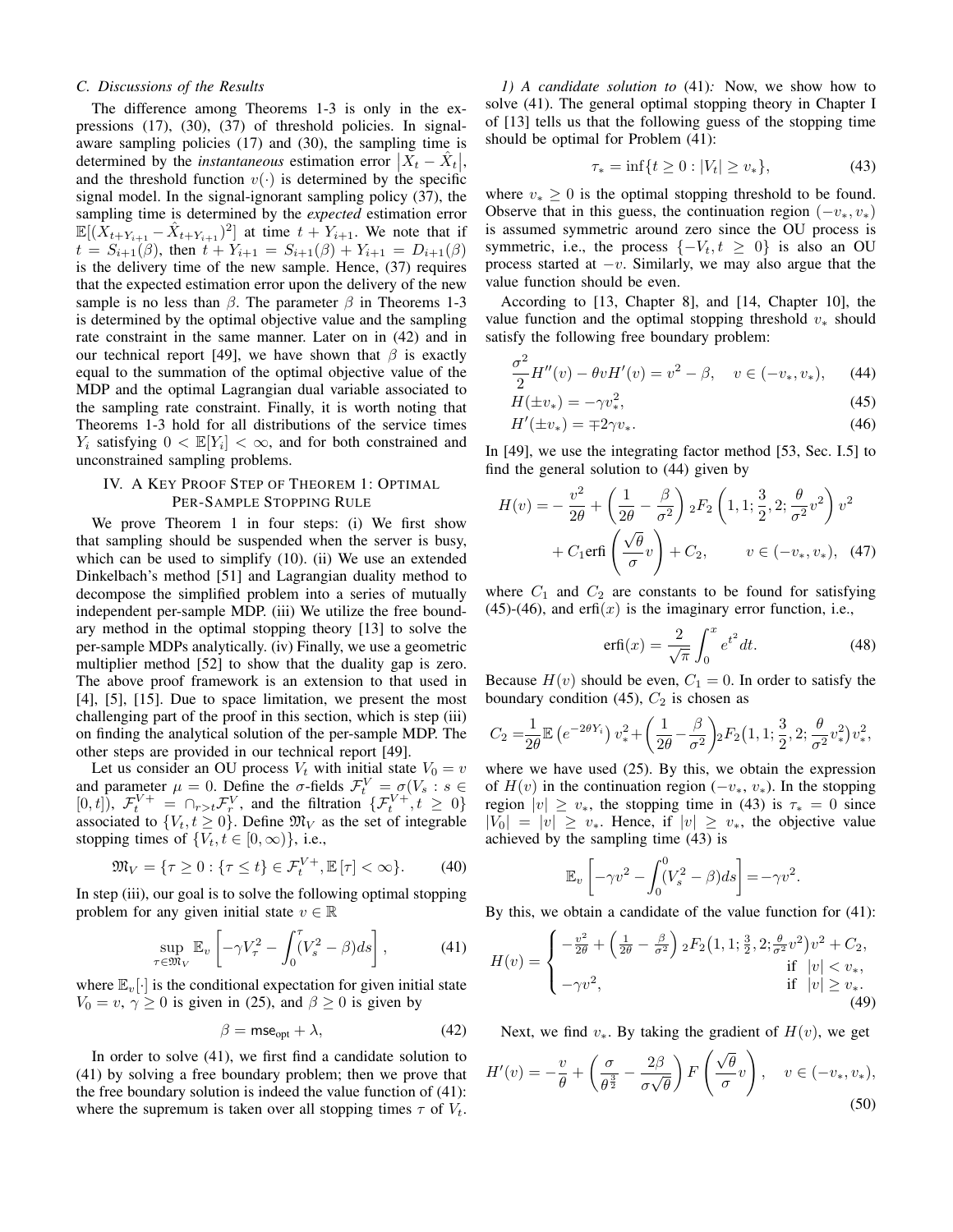### C. Discussions of the Results

The difference among Theorems 1-3 is only in the expressions (17), (30), (37) of threshold policies. In signal-aware sampling policies (17) and (30), the sampling time is determined by the *instantaneous* estimation error $|X_t - \hat{X}_t|$, and the threshold function $v(\cdot)$ is determined by the specific signal model. In the signal-ignorant sampling policy (37), the sampling time is determined by the *expected* estimation error $\mathbb{E}[(X_{t+Y_{i+1}} - \hat{X}_{t+Y_{i+1}})^2]$ at time $t + Y_{i+1}$. We note that if $t = S_{i+1}(\beta)$, then $t + Y_{i+1} = S_{i+1}(\beta) + Y_{i+1} = D_{i+1}(\beta)$ is the delivery time of the new sample. Hence, (37) requires that the expected estimation error upon the delivery of the new sample is no less than $\beta$. The parameter $\beta$ in Theorems 1-3 is determined by the optimal objective value and the sampling rate constraint in the same manner. Later on in (42) and in our technical report [49], we have shown that $\beta$ is exactly equal to the summation of the optimal objective value of the MDP and the optimal Lagrangian dual variable associated to the sampling rate constraint. Finally, it is worth noting that Theorems 1-3 hold for all distributions of the service times $Y_i$ satisfying $0 < \mathbb{E}[Y_i] < \infty$, and for both constrained and unconstrained sampling problems.

## IV. A Key Proof Step of Theorem 1: Optimal Per-Sample Stopping Rule

We prove Theorem 1 in four steps: (i) We first show that sampling should be suspended when the server is busy, which can be used to simplify (10). (ii) We use an extended Dinkelbach's method [51] and Lagrangian duality method to decompose the simplified problem into a series of mutually independent per-sample MDP. (iii) We utilize the free boundary method in the optimal stopping theory [13] to solve the per-sample MDPs analytically. (iv) Finally, we use a geometric multiplier method [52] to show that the duality gap is zero. The above proof framework is an extension to that used in [4], [5], [15]. Due to space limitation, we present the most challenging part of the proof in this section, which is step (iii) on finding the analytical solution of the per-sample MDP. The other steps are provided in our technical report [49].

Let us consider an OU process $V_t$ with initial state $V_0 = v$ and parameter $\mu = 0$. Define the $\sigma$-fields $\mathcal{F}_t^V = \sigma(V_s : s \in [0, t])$, $\mathcal{F}_t^{V+} = \cap_{r>t}\mathcal{F}_r^V$, and the filtration $\{\mathcal{F}_t^{V+}, t \geq 0\}$ associated to $\{V_t, t \geq 0\}$. Define $\mathfrak{M}_V$ as the set of integrable stopping times of $\{V_t, t \in [0, \infty)\}$, i.e.,

$$\mathfrak{M}_V = \{\tau \geq 0 : \{\tau \leq t\} \in \mathcal{F}_t^{V+}, \mathbb{E}[\tau] < \infty\}. \tag{40}$$

In step (iii), our goal is to solve the following optimal stopping problem for any given initial state $v \in \mathbb{R}$

$$\sup_{\tau \in \mathfrak{M}_V} \mathbb{E}_v \left[ -\gamma V_\tau^2 - \int_0^\tau (V_s^2 - \beta) ds \right], \tag{41}$$

where $\mathbb{E}_v[\cdot]$ is the conditional expectation for given initial state $V_0 = v$, $\gamma \geq 0$ is given in (25), and $\beta \geq 0$ is given by

$$\beta = \mathsf{mse}_{\mathsf{opt}} + \lambda, \tag{42}$$

In order to solve (41), we first find a candidate solution to (41) by solving a free boundary problem; then we prove that the free boundary solution is indeed the value function of (41): where the supremum is taken over all stopping times $\tau$ of $V_t$.

*1) A candidate solution to* (41)*:* Now, we show how to solve (41). The general optimal stopping theory in Chapter I of [13] tells us that the following guess of the stopping time should be optimal for Problem (41):

$$\tau_* = \inf\{t \geq 0 : |V_t| \geq v_*\}, \tag{43}$$

where $v_* \geq 0$ is the optimal stopping threshold to be found. Observe that in this guess, the continuation region $(-v_*, v_*)$ is assumed symmetric around zero since the OU process is symmetric, i.e., the process $\{-V_t, t \geq 0\}$ is also an OU process started at $-v$. Similarly, we may also argue that the value function should be even.

According to [13, Chapter 8], and [14, Chapter 10], the value function and the optimal stopping threshold $v_*$ should satisfy the following free boundary problem:

$$\frac{\sigma^2}{2} H''(v) - \theta v H'(v) = v^2 - \beta, \quad v \in (-v_*, v_*), \tag{44}$$

$$H(\pm v_*) = -\gamma v_*^2, \tag{45}$$

$$H'(\pm v_*) = \mp 2\gamma v_*. \tag{46}$$

In [49], we use the integrating factor method [53, Sec. I.5] to find the general solution to (44) given by

$$\begin{aligned} H(v) = &-\frac{v^2}{2\theta} + \left(\frac{1}{2\theta} - \frac{\beta}{\sigma^2}\right) {}_2F_2\left(1, 1; \frac{3}{2}, 2; \frac{\theta}{\sigma^2} v^2\right) v^2 \\ &+ C_1 \text{erfi}\left(\frac{\sqrt{\theta}}{\sigma} v\right) + C_2, \qquad v \in (-v_*, v_*), \end{aligned} \tag{47}$$

where $C_1$ and $C_2$ are constants to be found for satisfying (45)-(46), and $\text{erfi}(x)$ is the imaginary error function, i.e.,

$$\text{erfi}(x) = \frac{2}{\sqrt{\pi}} \int_0^x e^{t^2} dt. \tag{48}$$

Because $H(v)$ should be even, $C_1 = 0$. In order to satisfy the boundary condition (45), $C_2$ is chosen as

$$C_2 = \frac{1}{2\theta} \mathbb{E}\left(e^{-2\theta Y_i}\right) v_*^2 + \left(\frac{1}{2\theta} - \frac{\beta}{\sigma^2}\right) {}_2F_2\left(1, 1; \frac{3}{2}, 2; \frac{\theta}{\sigma^2} v_*^2\right) v_*^2,$$

where we have used (25). By this, we obtain the expression of $H(v)$ in the continuation region $(-v_*, v_*)$. In the stopping region $|v| \geq v_*$, the stopping time in (43) is $\tau_* = 0$ since $|V_0| = |v| \geq v_*$. Hence, if $|v| \geq v_*$, the objective value achieved by the sampling time (43) is

$$\mathbb{E}_v \left[ -\gamma v^2 - \int_0^0 (V_s^2 - \beta) ds \right] = -\gamma v^2.$$

By this, we obtain a candidate of the value function for (41):

$$H(v) = \begin{cases} -\frac{v^2}{2\theta} + \left(\frac{1}{2\theta} - \frac{\beta}{\sigma^2}\right) {}_2F_2\left(1, 1; \frac{3}{2}, 2; \frac{\theta}{\sigma^2} v^2\right) v^2 + C_2, & \text{if } |v| < v_*, \\ -\gamma v^2, & \text{if } |v| \geq v_*. \end{cases} \tag{49}$$

Next, we find $v_*$. By taking the gradient of $H(v)$, we get

$$H'(v) = -\frac{v}{\theta} + \left(\frac{\sigma}{\theta^{\frac{3}{2}}} - \frac{2\beta}{\sigma\sqrt{\theta}}\right) F\left(\frac{\sqrt{\theta}}{\sigma} v\right), \quad v \in (-v_*, v_*), \tag{50}$$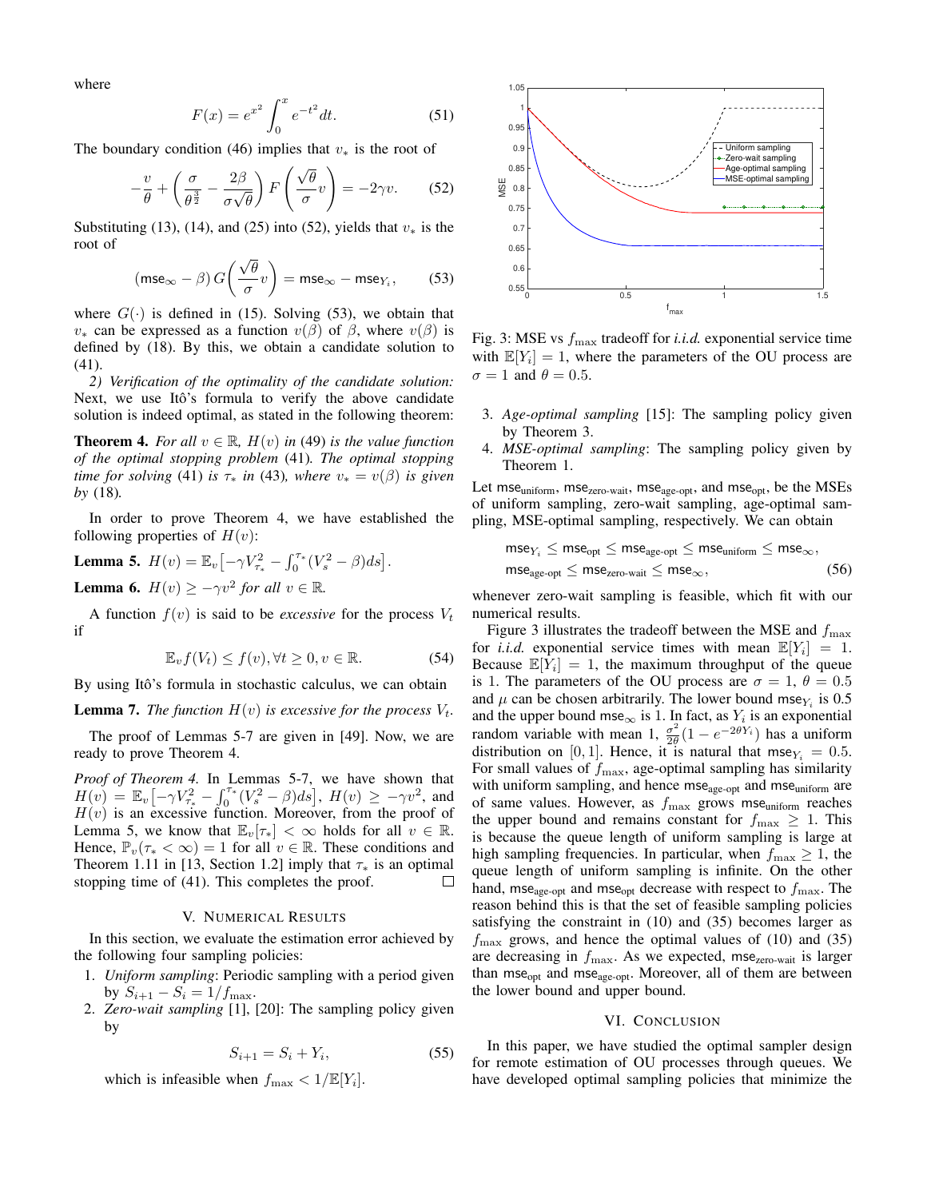where

$$F(x) = e^{x^2} \int_0^x e^{-t^2} dt. \tag{51}$$

The boundary condition (46) implies that $v_*$ is the root of

$$-\frac{v}{\theta} + \left( \frac{\sigma}{\theta^{\frac{3}{2}}} - \frac{2\beta}{\sigma\sqrt{\theta}} \right) F\left( \frac{\sqrt{\theta}}{\sigma} v \right) = -2\gamma v. \tag{52}$$

Substituting (13), (14), and (25) into (52), yields that $v_*$ is the root of

$$(\mathsf{mse}_\infty - \beta)\, G\left( \frac{\sqrt{\theta}}{\sigma} v \right) = \mathsf{mse}_\infty - \mathsf{mse}_{Y_i}, \tag{53}$$

where $G(\cdot)$ is defined in (15). Solving (53), we obtain that $v_*$ can be expressed as a function $v(\beta)$ of $\beta$, where $v(\beta)$ is defined by (18). By this, we obtain a candidate solution to (41).

*2) Verification of the optimality of the candidate solution:* Next, we use Itô's formula to verify the above candidate solution is indeed optimal, as stated in the following theorem:

**Theorem 4.** *For all $v \in \mathbb{R}$, $H(v)$ in* (49) *is the value function of the optimal stopping problem* (41)*. The optimal stopping time for solving* (41) *is $\tau_*$ in* (43)*, where $v_* = v(\beta)$ is given by* (18)*.*

In order to prove Theorem 4, we have established the following properties of $H(v)$:

**Lemma 5.** $H(v) = \mathbb{E}_v\left[-\gamma V_{\tau_*}^2 - \int_0^{\tau_*}(V_s^2 - \beta)ds\right]$.

**Lemma 6.** $H(v) \geq -\gamma v^2$ *for all* $v \in \mathbb{R}$.

A function $f(v)$ is said to be *excessive* for the process $V_t$ if

$$\mathbb{E}_v f(V_t) \leq f(v), \forall t \geq 0, v \in \mathbb{R}. \tag{54}$$

By using Itô's formula in stochastic calculus, we can obtain

**Lemma 7.** *The function $H(v)$ is excessive for the process $V_t$.*

The proof of Lemmas 5-7 are given in [49]. Now, we are ready to prove Theorem 4.

*Proof of Theorem 4.* In Lemmas 5-7, we have shown that $H(v) = \mathbb{E}_v\left[-\gamma V_{\tau_*}^2 - \int_0^{\tau_*}(V_s^2 - \beta)ds\right]$, $H(v) \geq -\gamma v^2$, and $H(v)$ is an excessive function. Moreover, from the proof of Lemma 5, we know that $\mathbb{E}_v[\tau_*] < \infty$ holds for all $v \in \mathbb{R}$. Hence, $\mathbb{P}_v(\tau_* < \infty) = 1$ for all $v \in \mathbb{R}$. These conditions and Theorem 1.11 in [13, Section 1.2] imply that $\tau_*$ is an optimal stopping time of (41). This completes the proof. □

## V. Numerical Results

In this section, we evaluate the estimation error achieved by the following four sampling policies:

1. *Uniform sampling*: Periodic sampling with a period given by $S_{i+1} - S_i = 1/f_{\max}$.
2. *Zero-wait sampling* [1], [20]: The sampling policy given by
$$S_{i+1} = S_i + Y_i, \tag{55}$$
which is infeasible when $f_{\max} < 1/\mathbb{E}[Y_i]$.
3. *Age-optimal sampling* [15]: The sampling policy given by Theorem 3.
4. *MSE-optimal sampling*: The sampling policy given by Theorem 1.

Fig. 3: MSE vs $f_{\max}$ tradeoff for *i.i.d.* exponential service time with $\mathbb{E}[Y_i] = 1$, where the parameters of the OU process are $\sigma = 1$ and $\theta = 0.5$.

Let $\mathsf{mse}_{\text{uniform}}$, $\mathsf{mse}_{\text{zero-wait}}$, $\mathsf{mse}_{\text{age-opt}}$, and $\mathsf{mse}_{\text{opt}}$, be the MSEs of uniform sampling, zero-wait sampling, age-optimal sampling, MSE-optimal sampling, respectively. We can obtain

$$\begin{aligned}
&\mathsf{mse}_{Y_i} \leq \mathsf{mse}_{\text{opt}} \leq \mathsf{mse}_{\text{age-opt}} \leq \mathsf{mse}_{\text{uniform}} \leq \mathsf{mse}_\infty, \\
&\mathsf{mse}_{\text{age-opt}} \leq \mathsf{mse}_{\text{zero-wait}} \leq \mathsf{mse}_\infty,
\end{aligned} \tag{56}$$

whenever zero-wait sampling is feasible, which fit with our numerical results.

Figure 3 illustrates the tradeoff between the MSE and $f_{\max}$ for *i.i.d.* exponential service times with mean $\mathbb{E}[Y_i] = 1$. Because $\mathbb{E}[Y_i] = 1$, the maximum throughput of the queue is 1. The parameters of the OU process are $\sigma = 1$, $\theta = 0.5$ and $\mu$ can be chosen arbitrarily. The lower bound $\mathsf{mse}_{Y_i}$ is 0.5 and the upper bound $\mathsf{mse}_\infty$ is 1. In fact, as $Y_i$ is an exponential random variable with mean 1, $\frac{\sigma^2}{2\theta}(1 - e^{-2\theta Y_i})$ has a uniform distribution on $[0, 1]$. Hence, it is natural that $\mathsf{mse}_{Y_i} = 0.5$. For small values of $f_{\max}$, age-optimal sampling has similarity with uniform sampling, and hence $\mathsf{mse}_{\text{age-opt}}$ and $\mathsf{mse}_{\text{uniform}}$ are of same values. However, as $f_{\max}$ grows $\mathsf{mse}_{\text{uniform}}$ reaches the upper bound and remains constant for $f_{\max} \geq 1$. This is because the queue length of uniform sampling is large at high sampling frequencies. In particular, when $f_{\max} \geq 1$, the queue length of uniform sampling is infinite. On the other hand, $\mathsf{mse}_{\text{age-opt}}$ and $\mathsf{mse}_{\text{opt}}$ decrease with respect to $f_{\max}$. The reason behind this is that the set of feasible sampling policies satisfying the constraint in (10) and (35) becomes larger as $f_{\max}$ grows, and hence the optimal values of (10) and (35) are decreasing in $f_{\max}$. As we expected, $\mathsf{mse}_{\text{zero-wait}}$ is larger than $\mathsf{mse}_{\text{opt}}$ and $\mathsf{mse}_{\text{age-opt}}$. Moreover, all of them are between the lower bound and upper bound.

## VI. Conclusion

In this paper, we have studied the optimal sampler design for remote estimation of OU processes through queues. We have developed optimal sampling policies that minimize the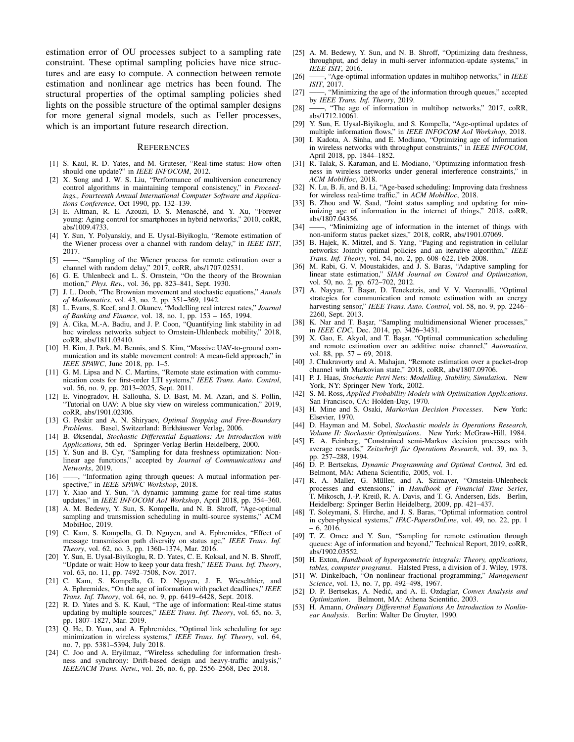estimation error of OU processes subject to a sampling rate constraint. These optimal sampling policies have nice structures and are easy to compute. A connection between remote estimation and nonlinear age metrics has been found. The structural properties of the optimal sampling policies shed lights on the possible structure of the optimal sampler designs for more general signal models, such as Feller processes, which is an important future research direction.

## References

[1] S. Kaul, R. D. Yates, and M. Gruteser, "Real-time status: How often should one update?" in *IEEE INFOCOM*, 2012.

[2] X. Song and J. W. S. Liu, "Performance of multiversion concurrency control algorithms in maintaining temporal consistency," in *Proceedings., Fourteenth Annual International Computer Software and Applications Conference*, Oct 1990, pp. 132–139.

[3] E. Altman, R. E. Azouzi, D. S. Menasché, and Y. Xu, "Forever young: Aging control for smartphones in hybrid networks," 2010, coRR, abs/1009.4733.

[4] Y. Sun, Y. Polyanskiy, and E. Uysal-Biyikoglu, "Remote estimation of the Wiener process over a channel with random delay," in *IEEE ISIT*, 2017.

[5] ——, "Sampling of the Wiener process for remote estimation over a channel with random delay," 2017, coRR, abs/1707.02531.

[6] G. E. Uhlenbeck and L. S. Ornstein, "On the theory of the Brownian motion," *Phys. Rev.*, vol. 36, pp. 823–841, Sept. 1930.

[7] J. L. Doob, "The Brownian movement and stochastic equations," *Annals of Mathematics*, vol. 43, no. 2, pp. 351–369, 1942.

[8] L. Evans, S. Keef, and J. Okunev, "Modelling real interest rates," *Journal of Banking and Finance*, vol. 18, no. 1, pp. 153 – 165, 1994.

[9] A. Cika, M.-A. Badiu, and J. P. Coon, "Quantifying link stability in ad hoc wireless networks subject to Ornstein-Uhlenbeck mobility," 2018, coRR, abs/1811.03410.

[10] H. Kim, J. Park, M. Bennis, and S. Kim, "Massive UAV-to-ground communication and its stable movement control: A mean-field approach," in *IEEE SPAWC*, June 2018, pp. 1–5.

[11] G. M. Lipsa and N. C. Martins, "Remote state estimation with communication costs for first-order LTI systems," *IEEE Trans. Auto. Control*, vol. 56, no. 9, pp. 2013–2025, Sept. 2011.

[12] E. Vinogradov, H. Sallouha, S. D. Bast, M. M. Azari, and S. Pollin, "Tutorial on UAV: A blue sky view on wireless communication," 2019, coRR, abs/1901.02306.

[13] G. Peskir and A. N. Shiryaev, *Optimal Stopping and Free-Boundary Problems*. Basel, Switzerland: Birkhäuswer Verlag, 2006.

[14] B. Øksendal, *Stochastic Differential Equations: An Introduction with Applications*, 5th ed. Springer-Verlag Berlin Heidelberg, 2000.

[15] Y. Sun and B. Cyr, "Sampling for data freshness optimization: Nonlinear age functions," accepted by *Journal of Communications and Networks*, 2019.

[16] ——, "Information aging through queues: A mutual information perspective," in *IEEE SPAWC Workshop*, 2018.

[17] Y. Xiao and Y. Sun, "A dynamic jamming game for real-time status updates," in *IEEE INFOCOM AoI Workshop*, April 2018, pp. 354–360.

[18] A. M. Bedewy, Y. Sun, S. Kompella, and N. B. Shroff, "Age-optimal sampling and transmission scheduling in multi-source systems," ACM MobiHoc, 2019.

[19] C. Kam, S. Kompella, G. D. Nguyen, and A. Ephremides, "Effect of message transmission path diversity on status age," *IEEE Trans. Inf. Theory*, vol. 62, no. 3, pp. 1360–1374, Mar. 2016.

[20] Y. Sun, E. Uysal-Biyikoglu, R. D. Yates, C. E. Koksal, and N. B. Shroff, "Update or wait: How to keep your data fresh," *IEEE Trans. Inf. Theory*, vol. 63, no. 11, pp. 7492–7508, Nov. 2017.

[21] C. Kam, S. Kompella, G. D. Nguyen, J. E. Wieselthier, and A. Ephremides, "On the age of information with packet deadlines," *IEEE Trans. Inf. Theory*, vol. 64, no. 9, pp. 6419–6428, Sept. 2018.

[22] R. D. Yates and S. K. Kaul, "The age of information: Real-time status updating by multiple sources," *IEEE Trans. Inf. Theory*, vol. 65, no. 3, pp. 1807–1827, Mar. 2019.

[23] Q. He, D. Yuan, and A. Ephremides, "Optimal link scheduling for age minimization in wireless systems," *IEEE Trans. Inf. Theory*, vol. 64, no. 7, pp. 5381–5394, July 2018.

[24] C. Joo and A. Eryilmaz, "Wireless scheduling for information freshness and synchrony: Drift-based design and heavy-traffic analysis," *IEEE/ACM Trans. Netw.*, vol. 26, no. 6, pp. 2556–2568, Dec 2018.

[25] A. M. Bedewy, Y. Sun, and N. B. Shroff, "Optimizing data freshness, throughput, and delay in multi-server information-update systems," in *IEEE ISIT*, 2016.

[26] ——, "Age-optimal information updates in multihop networks," in *IEEE ISIT*, 2017.

[27] ——, "Minimizing the age of the information through queues," accepted by *IEEE Trans. Inf. Theory*, 2019.

[28] ——, "The age of information in multihop networks," 2017, coRR, abs/1712.10061.

[29] Y. Sun, E. Uysal-Biyikoglu, and S. Kompella, "Age-optimal updates of multiple information flows," in *IEEE INFOCOM AoI Workshop*, 2018.

[30] I. Kadota, A. Sinha, and E. Modiano, "Optimizing age of information in wireless networks with throughput constraints," in *IEEE INFOCOM*, April 2018, pp. 1844–1852.

[31] R. Talak, S. Karaman, and E. Modiano, "Optimizing information freshness in wireless networks under general interference constraints," in *ACM MobiHoc*, 2018.

[32] N. Lu, B. Ji, and B. Li, "Age-based scheduling: Improving data freshness for wireless real-time traffic," in *ACM MobiHoc*, 2018.

[33] B. Zhou and W. Saad, "Joint status sampling and updating for minimizing age of information in the internet of things," 2018, coRR, abs/1807.04356.

[34] ——, "Minimizing age of information in the internet of things with non-uniform status packet sizes," 2018, coRR, abs/1901.07069.

[35] B. Hajek, K. Mitzel, and S. Yang, "Paging and registration in cellular networks: Jointly optimal policies and an iterative algorithm," *IEEE Trans. Inf. Theory*, vol. 54, no. 2, pp. 608–622, Feb 2008.

[36] M. Rabi, G. V. Moustakides, and J. S. Baras, "Adaptive sampling for linear state estimation," *SIAM Journal on Control and Optimization*, vol. 50, no. 2, pp. 672–702, 2012.

[37] A. Nayyar, T. Başar, D. Teneketzis, and V. V. Veeravalli, "Optimal strategies for communication and remote estimation with an energy harvesting sensor," *IEEE Trans. Auto. Control*, vol. 58, no. 9, pp. 2246–2260, Sept. 2013.

[38] K. Nar and T. Başar, "Sampling multidimensional Wiener processes," in *IEEE CDC*, Dec. 2014, pp. 3426–3431.

[39] X. Gao, E. Akyol, and T. Başar, "Optimal communication scheduling and remote estimation over an additive noise channel," *Automatica*, vol. 88, pp. 57 – 69, 2018.

[40] J. Chakravorty and A. Mahajan, "Remote estimation over a packet-drop channel with Markovian state," 2018, coRR, abs/1807.09706.

[41] P. J. Haas, *Stochastic Petri Nets: Modelling, Stability, Simulation*. New York, NY: Springer New York, 2002.

[42] S. M. Ross, *Applied Probability Models with Optimization Applications*. San Francisco, CA: Holden-Day, 1970.

[43] H. Mine and S. Osaki, *Markovian Decision Processes*. New York: Elsevier, 1970.

[44] D. Hayman and M. Sobel, *Stochastic models in Operations Research, Volume II: Stochastic Optimizations*. New York: McGraw-Hill, 1984.

[45] E. A. Feinberg, "Constrained semi-Markov decision processes with average rewards," *Zeitschrift für Operations Research*, vol. 39, no. 3, pp. 257–288, 1994.

[46] D. P. Bertsekas, *Dynamic Programming and Optimal Control*, 3rd ed. Belmont, MA: Athena Scientific, 2005, vol. 1.

[47] R. A. Maller, G. Müller, and A. Szimayer, "Ornstein-Uhlenbeck processes and extensions," in *Handbook of Financial Time Series*, T. Mikosch, J.-P. Kreiß, R. A. Davis, and T. G. Andersen, Eds. Berlin, Heidelberg: Springer Berlin Heidelberg, 2009, pp. 421–437.

[48] T. Soleymani, S. Hirche, and J. S. Baras, "Optimal information control in cyber-physical systems," *IFAC-PapersOnLine*, vol. 49, no. 22, pp. 1 – 6, 2016.

[49] T. Z. Ornee and Y. Sun, "Sampling for remote estimation through queues: Age of information and beyond," Technical Report, 2019, coRR, abs/1902.03552.

[50] H. Exton, *Handbook of hypergeometric integrals: Theory, applications, tables, computer programs*. Halsted Press, a division of J. Wiley, 1978.

[51] W. Dinkelbach, "On nonlinear fractional programming," *Management Science*, vol. 13, no. 7, pp. 492–498, 1967.

[52] D. P. Bertsekas, A. Nedić, and A. E. Ozdaglar, *Convex Analysis and Optimization*. Belmont, MA: Athena Scientific, 2003.

[53] H. Amann, *Ordinary Differential Equations An Introduction to Nonlinear Analysis*. Berlin: Walter De Gruyter, 1990.